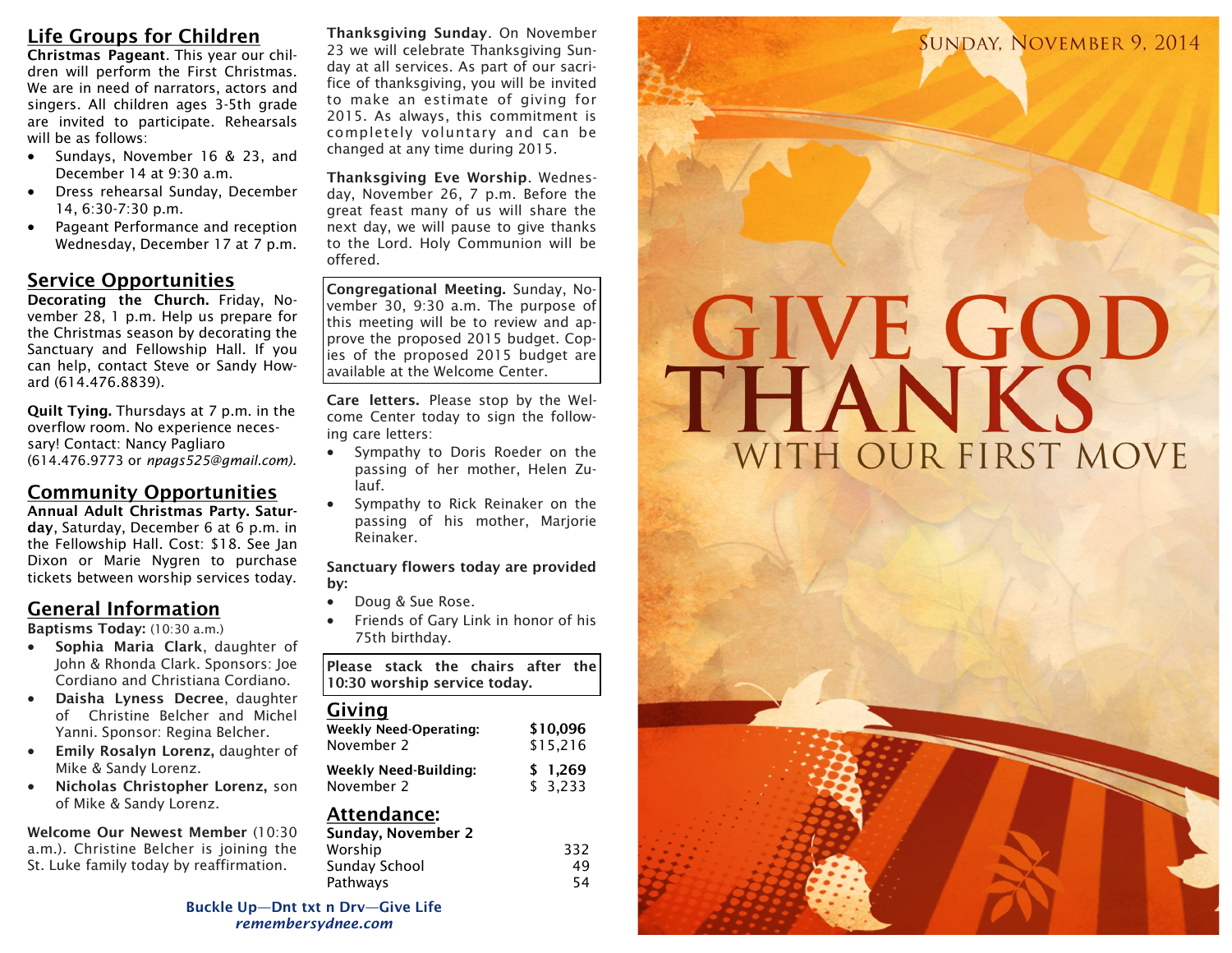## Life Groups for Children

**Christmas Pageant**. This year our children will perform the First Christmas. We are in need of narrators, actors and singers. All children ages 3-5th grade are invited to participate. Rehearsals will be as follows:

- Sundays, November 16 & 23, and December 14 at 9:30 a.m.
- Dress rehearsal Sunday, December 14, 6:30-7:30 p.m.
- Pageant Performance and reception Wednesday, December 17 at 7 p.m.

## Service Opportunities

**Decorating the Church.** Friday, November 28, 1 p.m. Help us prepare for the Christmas season by decorating the Sanctuary and Fellowship Hall. If you can help, contact Steve or Sandy Howard (614.476.8839).

**Quilt Tying.** Thursdays at 7 p.m. in the overflow room. No experience necessary! Contact: Nancy Pagliaro (614.476.9773 or *npags525@gmail.com).*

## Community Opportunities

**Annual Adult Christmas Party. Saturday**, Saturday, December 6 at 6 p.m. in the Fellowship Hall. Cost: $18. See Jan Dixon or Marie Nygren to purchase tickets between worship services today.

## General Information

**Baptisms Today:** (10:30 a.m.)

- **Sophia Maria Clark**, daughter of John & Rhonda Clark. Sponsors: Joe Cordiano and Christiana Cordiano.
- **Daisha Lyness Decree**, daughter of Christine Belcher and Michel Yanni. Sponsor: Regina Belcher.
- **Emily Rosalyn Lorenz,** daughter of Mike & Sandy Lorenz.
- **Nicholas Christopher Lorenz,** son of Mike & Sandy Lorenz.

**Welcome Our Newest Member** (10:30 a.m.). Christine Belcher is joining the St. Luke family today by reaffirmation.

**Thanksgiving Sunday**. On November 23 we will celebrate Thanksgiving Sunday at all services. As part of our sacrifice of thanksgiving, you will be invited to make an estimate of giving for 2015. As always, this commitment is completely voluntary and can be changed at any time during 2015.

**Thanksgiving Eve Worship**. Wednesday, November 26, 7 p.m. Before the great feast many of us will share the next day, we will pause to give thanks to the Lord. Holy Communion will be offered.

**Congregational Meeting.** Sunday, November 30, 9:30 a.m. The purpose of this meeting will be to review and approve the proposed 2015 budget. Copies of the proposed 2015 budget are available at the Welcome Center.

**Care letters.** Please stop by the Welcome Center today to sign the following care letters:

- Sympathy to Doris Roeder on the passing of her mother, Helen Zulauf.
- Sympathy to Rick Reinaker on the passing of his mother, Marjorie Reinaker.

**Sanctuary flowers today are provided by:**

- Doug & Sue Rose.
- Friends of Gary Link in honor of his 75th birthday.

**Please stack the chairs after the 10:30 worship service today.**

## Giving

| | |
|---|---|
| **Weekly Need-Operating:** | **$10,096** |
| November 2 | $15,216 |
| **Weekly Need-Building:** | **$ 1,269** |
| November 2 | $ 3,233 |

## Attendance:

| **Sunday, November 2** | |
|---|---|
| Worship | 332 |
| Sunday School | 49 |
| Pathways | 54 |

**Buckle Up—Dnt txt n Drv—Give Life**
***remembersydnee.com***

Sunday, November 9, 2014

# GIVE GOD THANKS

## WITH OUR FIRST MOVE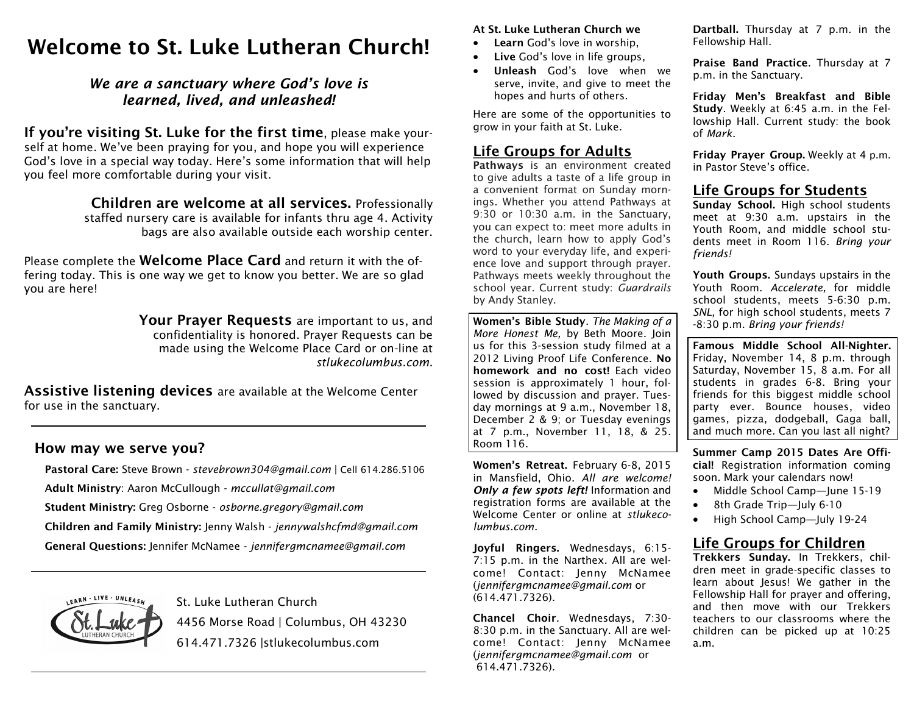# Welcome to St. Luke Lutheran Church!

***We are a sanctuary where God's love is learned, lived, and unleashed!***

**If you're visiting St. Luke for the first time**, please make yourself at home. We've been praying for you, and hope you will experience God's love in a special way today. Here's some information that will help you feel more comfortable during your visit.

**Children are welcome at all services.** Professionally staffed nursery care is available for infants thru age 4. Activity bags are also available outside each worship center.

Please complete the **Welcome Place Card** and return it with the offering today. This is one way we get to know you better. We are so glad you are here!

**Your Prayer Requests** are important to us, and confidentiality is honored. Prayer Requests can be made using the Welcome Place Card or on-line at *stlukecolumbus.com*.

**Assistive listening devices** are available at the Welcome Center for use in the sanctuary.

## How may we serve you?

**Pastoral Care:** Steve Brown - *stevebrown304@gmail.com* | Cell 614.286.5106

**Adult Ministry**: Aaron McCullough - *mccullat@gmail.com*

**Student Ministry:** Greg Osborne - *osborne.gregory@gmail.com*

**Children and Family Ministry:** Jenny Walsh - *jennywalshcfmd@gmail.com*

**General Questions:** Jennifer McNamee - *jennifergmcnamee@gmail.com*

St. Luke Lutheran Church
4456 Morse Road | Columbus, OH 43230
614.471.7326 |stlukecolumbus.com

**At St. Luke Lutheran Church we**

- **Learn** God's love in worship,
- **Live** God's love in life groups,
- **Unleash** God's love when we serve, invite, and give to meet the hopes and hurts of others.

Here are some of the opportunities to grow in your faith at St. Luke.

## Life Groups for Adults

**Pathways** is an environment created to give adults a taste of a life group in a convenient format on Sunday mornings. Whether you attend Pathways at 9:30 or 10:30 a.m. in the Sanctuary, you can expect to: meet more adults in the church, learn how to apply God's word to your everyday life, and experience love and support through prayer. Pathways meets weekly throughout the school year. Current study: *Guardrails* by Andy Stanley.

**Women's Bible Study**. *The Making of a More Honest Me,* by Beth Moore. Join us for this 3-session study filmed at a 2012 Living Proof Life Conference. **No homework and no cost!** Each video session is approximately 1 hour, followed by discussion and prayer. Tuesday mornings at 9 a.m., November 18, December 2 & 9; or Tuesday evenings at 7 p.m., November 11, 18, & 25. Room 116.

**Women's Retreat.** February 6-8, 2015 in Mansfield, Ohio. *All are welcome!* ***Only a few spots left!*** Information and registration forms are available at the Welcome Center or online at *stlukecolumbus.com*.

**Joyful Ringers.** Wednesdays, 6:15-7:15 p.m. in the Narthex. All are welcome! Contact: Jenny McNamee (*jennifergmcnamee@gmail.com* or (614.471.7326).

**Chancel Choir**. Wednesdays, 7:30-8:30 p.m. in the Sanctuary. All are welcome! Contact: Jenny McNamee (*jennifergmcnamee@gmail.com* or 614.471.7326).

**Dartball.** Thursday at 7 p.m. in the Fellowship Hall.

**Praise Band Practice**. Thursday at 7 p.m. in the Sanctuary.

**Friday Men's Breakfast and Bible Study**. Weekly at 6:45 a.m. in the Fellowship Hall. Current study: the book of *Mark.*

**Friday Prayer Group.** Weekly at 4 p.m. in Pastor Steve's office.

## Life Groups for Students

**Sunday School.** High school students meet at 9:30 a.m. upstairs in the Youth Room, and middle school students meet in Room 116. *Bring your friends!*

**Youth Groups.** Sundays upstairs in the Youth Room. *Accelerate,* for middle school students, meets 5-6:30 p.m. *SNL,* for high school students, meets 7-8:30 p.m. *Bring your friends!*

**Famous Middle School All-Nighter.** Friday, November 14, 8 p.m. through Saturday, November 15, 8 a.m. For all students in grades 6-8. Bring your friends for this biggest middle school party ever. Bounce houses, video games, pizza, dodgeball, Gaga ball, and much more. Can you last all night?

**Summer Camp 2015 Dates Are Official!** Registration information coming soon. Mark your calendars now!

- Middle School Camp—June 15-19
- 8th Grade Trip—July 6-10
- High School Camp—July 19-24

## Life Groups for Children

**Trekkers Sunday.** In Trekkers, children meet in grade-specific classes to learn about Jesus! We gather in the Fellowship Hall for prayer and offering, and then move with our Trekkers teachers to our classrooms where the children can be picked up at 10:25 a.m.